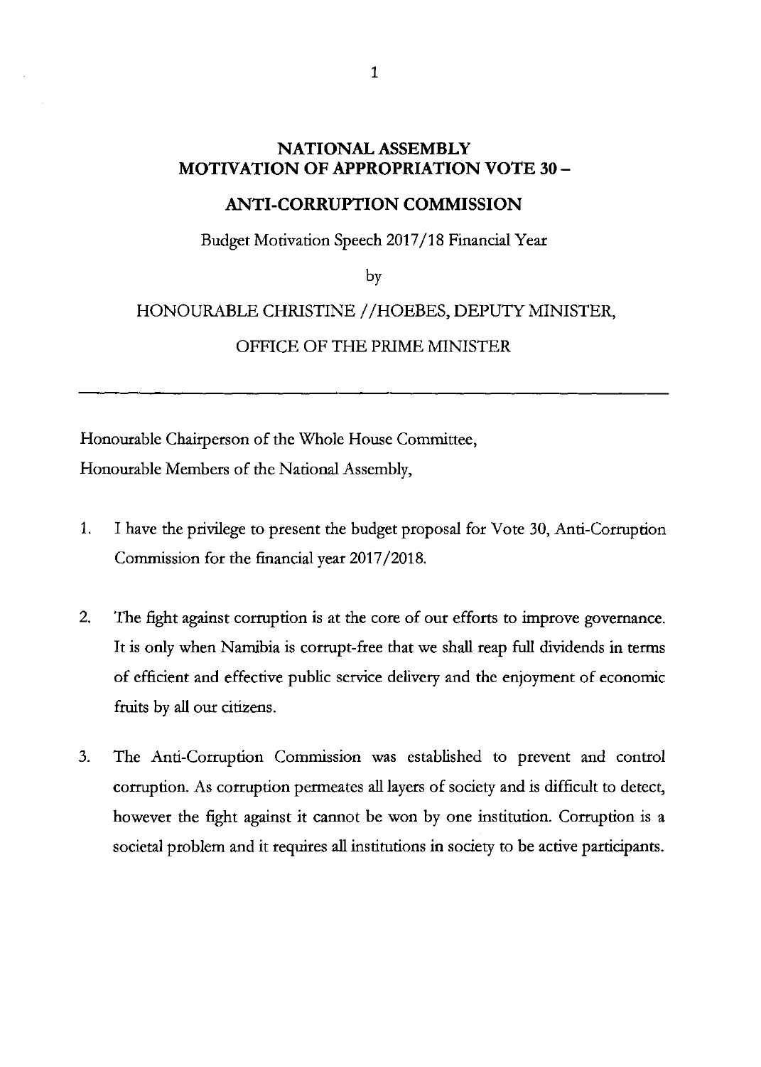# NATIONAL ASSEMBLY
# MOTIVATION OF APPROPRIATION VOTE 30 –

## ANTI-CORRUPTION COMMISSION

Budget Motivation Speech 2017/18 Financial Year

by

HONOURABLE CHRISTINE //HOEBES, DEPUTY MINISTER,

OFFICE OF THE PRIME MINISTER

---

Honourable Chairperson of the Whole House Committee,
Honourable Members of the National Assembly,

1. I have the privilege to present the budget proposal for Vote 30, Anti-Corruption Commission for the financial year 2017/2018.

2. The fight against corruption is at the core of our efforts to improve governance. It is only when Namibia is corrupt-free that we shall reap full dividends in terms of efficient and effective public service delivery and the enjoyment of economic fruits by all our citizens.

3. The Anti-Corruption Commission was established to prevent and control corruption. As corruption permeates all layers of society and is difficult to detect, however the fight against it cannot be won by one institution. Corruption is a societal problem and it requires all institutions in society to be active participants.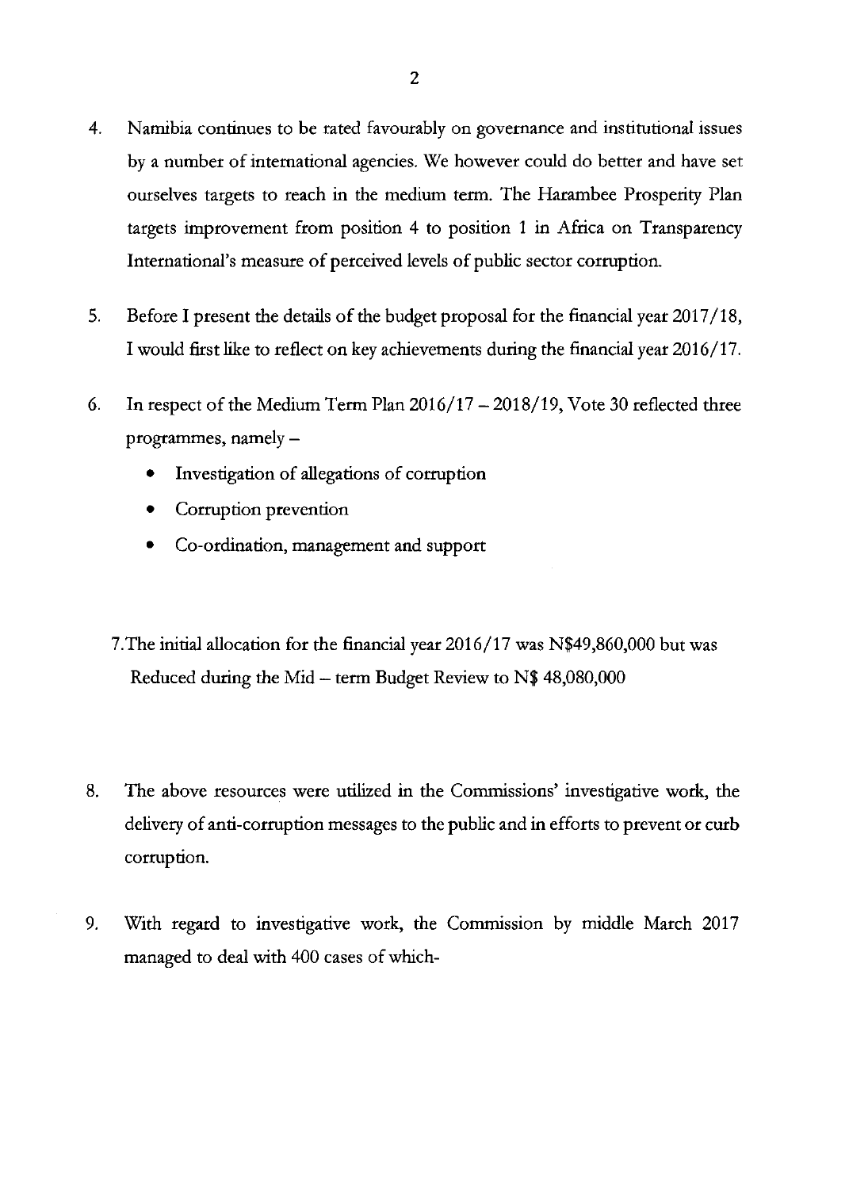4. Namibia continues to be rated favourably on governance and institutional issues by a number of international agencies. We however could do better and have set ourselves targets to reach in the medium term. The Harambee Prosperity Plan targets improvement from position 4 to position 1 in Africa on Transparency International's measure of perceived levels of public sector corruption.

5. Before I present the details of the budget proposal for the financial year 2017/18, I would first like to reflect on key achievements during the financial year 2016/17.

6. In respect of the Medium Term Plan 2016/17 – 2018/19, Vote 30 reflected three programmes, namely –
   - Investigation of allegations of corruption
   - Corruption prevention
   - Co-ordination, management and support

7. The initial allocation for the financial year 2016/17 was N$49,860,000 but was Reduced during the Mid – term Budget Review to N$ 48,080,000

8. The above resources were utilized in the Commissions' investigative work, the delivery of anti-corruption messages to the public and in efforts to prevent or curb corruption.

9. With regard to investigative work, the Commission by middle March 2017 managed to deal with 400 cases of which-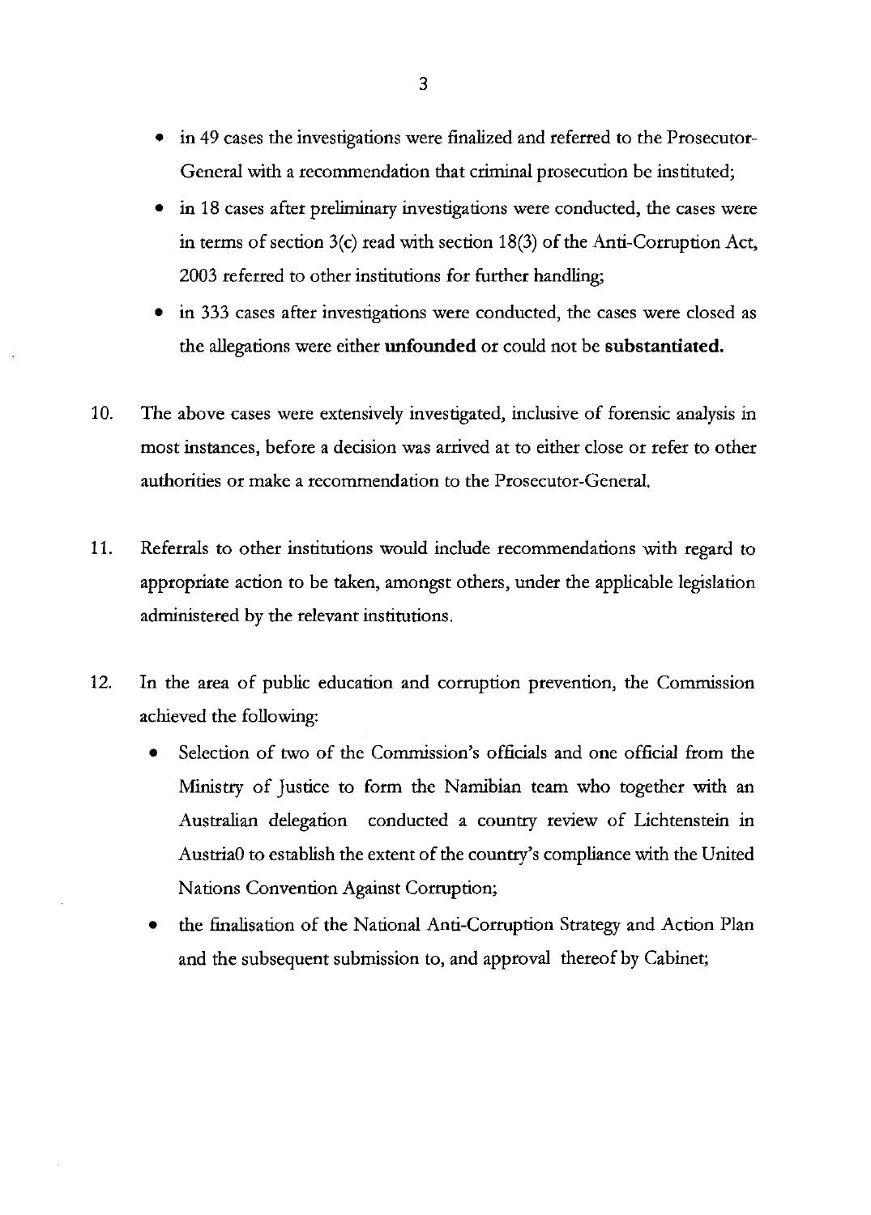- in 49 cases the investigations were finalized and referred to the Prosecutor-General with a recommendation that criminal prosecution be instituted;
- in 18 cases after preliminary investigations were conducted, the cases were in terms of section 3(c) read with section 18(3) of the Anti-Corruption Act, 2003 referred to other institutions for further handling;
- in 333 cases after investigations were conducted, the cases were closed as the allegations were either **unfounded** or could not be **substantiated.**

10. The above cases were extensively investigated, inclusive of forensic analysis in most instances, before a decision was arrived at to either close or refer to other authorities or make a recommendation to the Prosecutor-General.

11. Referrals to other institutions would include recommendations with regard to appropriate action to be taken, amongst others, under the applicable legislation administered by the relevant institutions.

12. In the area of public education and corruption prevention, the Commission achieved the following:
    - Selection of two of the Commission's officials and one official from the Ministry of Justice to form the Namibian team who together with an Australian delegation conducted a country review of Lichtenstein in Austria0 to establish the extent of the country's compliance with the United Nations Convention Against Corruption;
    - the finalisation of the National Anti-Corruption Strategy and Action Plan and the subsequent submission to, and approval thereof by Cabinet;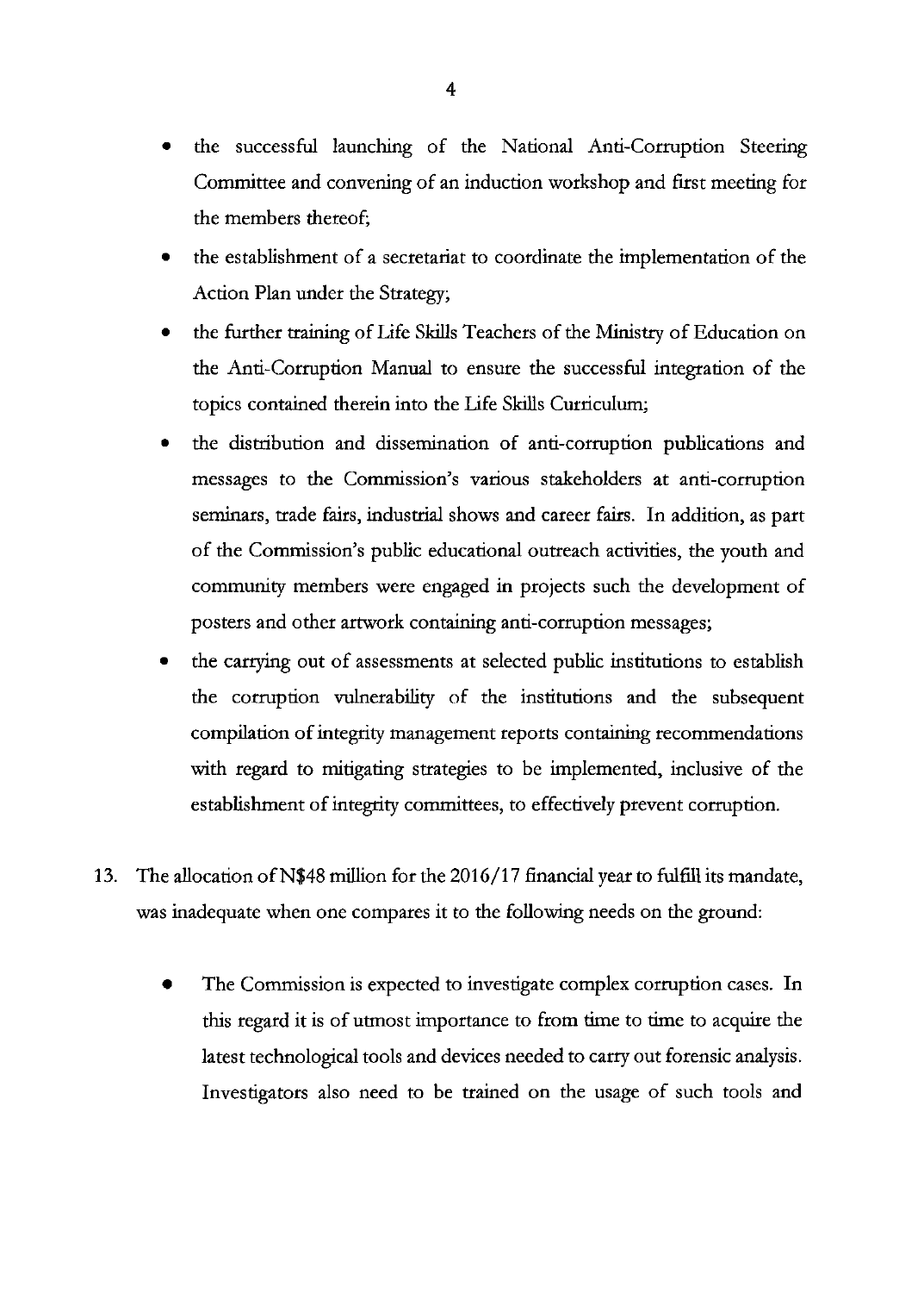- the successful launching of the National Anti-Corruption Steering Committee and convening of an induction workshop and first meeting for the members thereof;
- the establishment of a secretariat to coordinate the implementation of the Action Plan under the Strategy;
- the further training of Life Skills Teachers of the Ministry of Education on the Anti-Corruption Manual to ensure the successful integration of the topics contained therein into the Life Skills Curriculum;
- the distribution and dissemination of anti-corruption publications and messages to the Commission's various stakeholders at anti-corruption seminars, trade fairs, industrial shows and career fairs. In addition, as part of the Commission's public educational outreach activities, the youth and community members were engaged in projects such the development of posters and other artwork containing anti-corruption messages;
- the carrying out of assessments at selected public institutions to establish the corruption vulnerability of the institutions and the subsequent compilation of integrity management reports containing recommendations with regard to mitigating strategies to be implemented, inclusive of the establishment of integrity committees, to effectively prevent corruption.

13. The allocation of N$48 million for the 2016/17 financial year to fulfill its mandate, was inadequate when one compares it to the following needs on the ground:

    - The Commission is expected to investigate complex corruption cases. In this regard it is of utmost importance to from time to time to acquire the latest technological tools and devices needed to carry out forensic analysis. Investigators also need to be trained on the usage of such tools and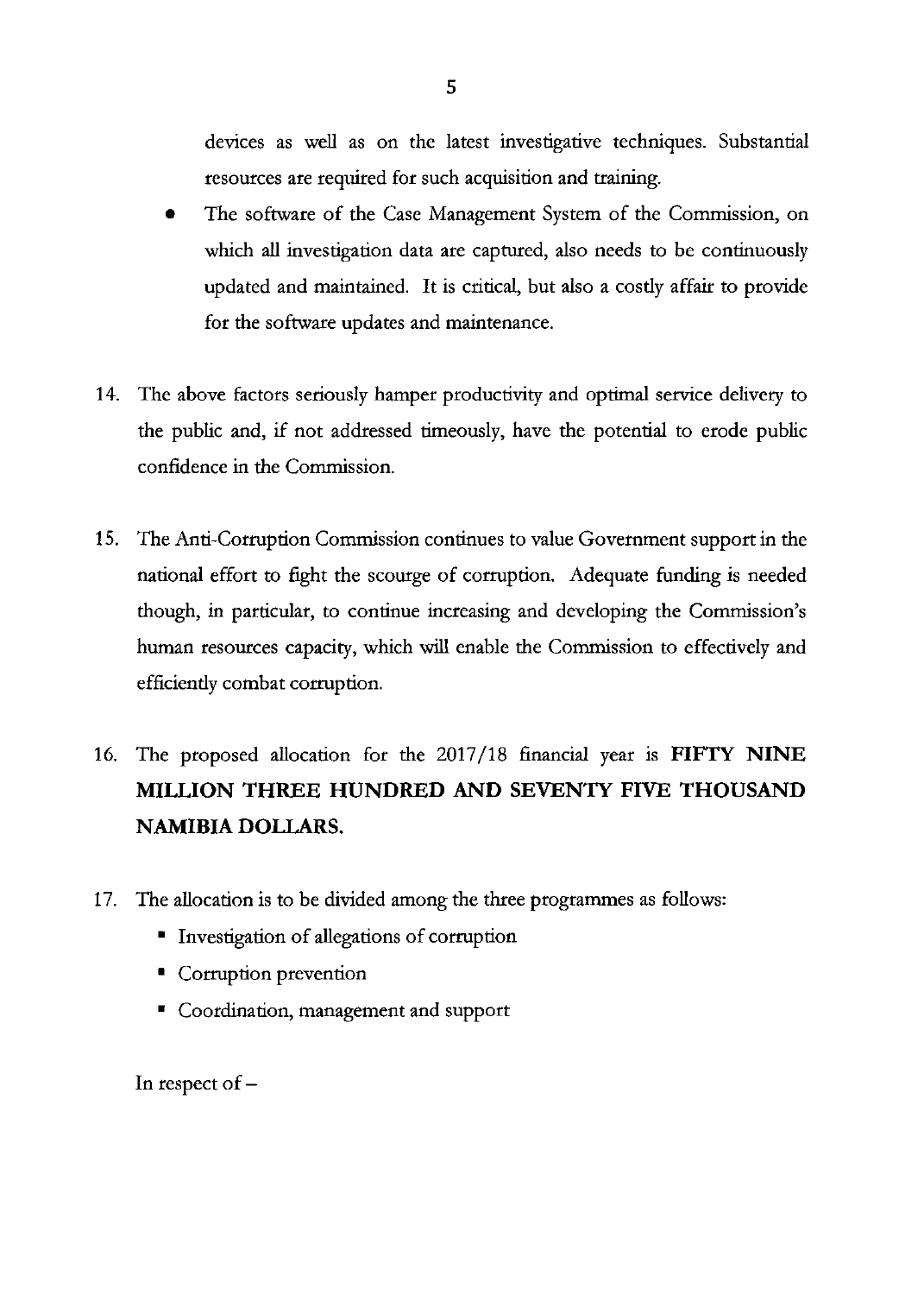devices as well as on the latest investigative techniques. Substantial resources are required for such acquisition and training.

- The software of the Case Management System of the Commission, on which all investigation data are captured, also needs to be continuously updated and maintained. It is critical, but also a costly affair to provide for the software updates and maintenance.

14. The above factors seriously hamper productivity and optimal service delivery to the public and, if not addressed timeously, have the potential to erode public confidence in the Commission.

15. The Anti-Corruption Commission continues to value Government support in the national effort to fight the scourge of corruption. Adequate funding is needed though, in particular, to continue increasing and developing the Commission's human resources capacity, which will enable the Commission to effectively and efficiently combat corruption.

16. The proposed allocation for the 2017/18 financial year is **FIFTY NINE MILLION THREE HUNDRED AND SEVENTY FIVE THOUSAND NAMIBIA DOLLARS.**

17. The allocation is to be divided among the three programmes as follows:
    - Investigation of allegations of corruption
    - Corruption prevention
    - Coordination, management and support

    In respect of –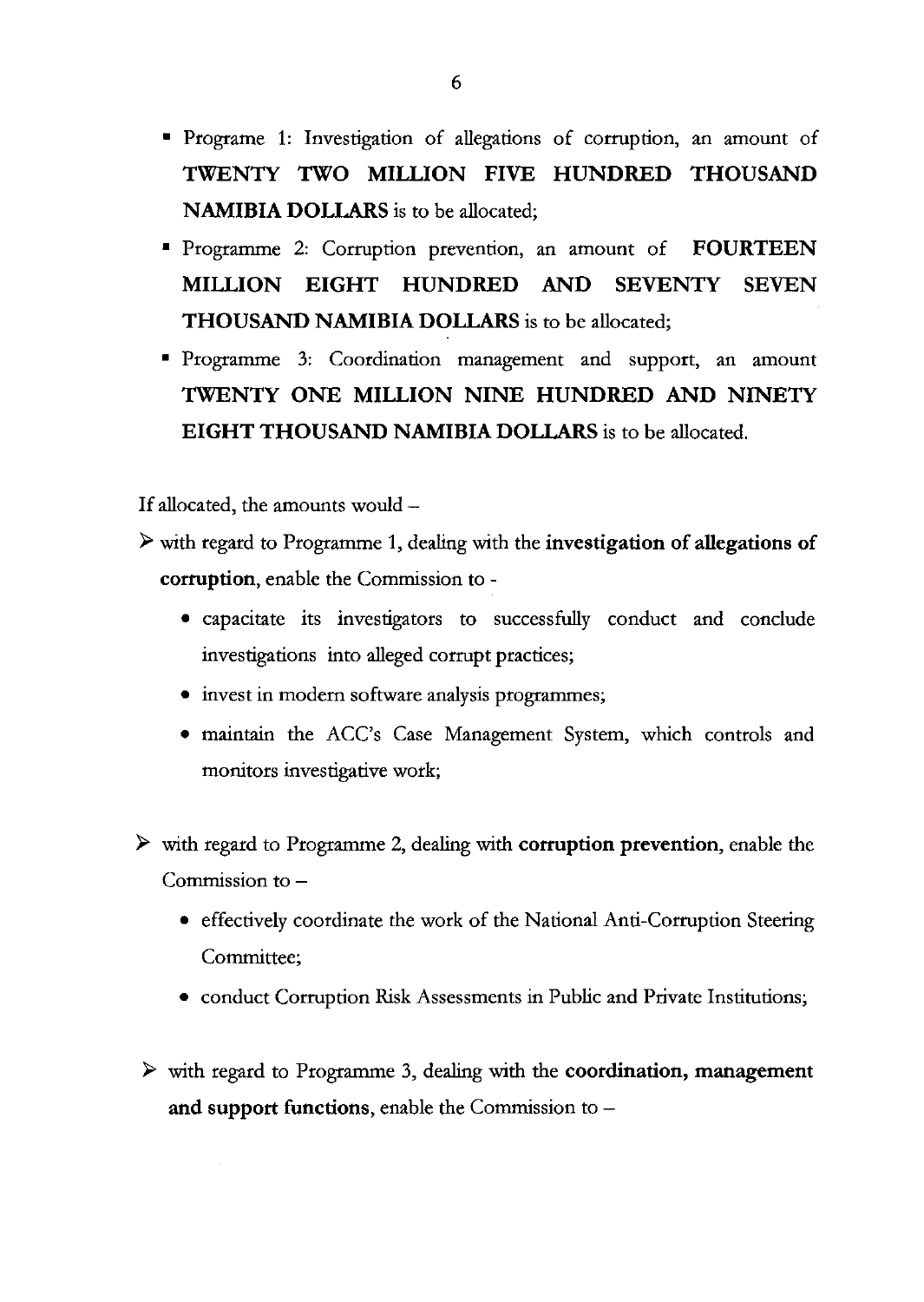- Programe 1: Investigation of allegations of corruption, an amount of **TWENTY TWO MILLION FIVE HUNDRED THOUSAND NAMIBIA DOLLARS** is to be allocated;
- Programme 2: Corruption prevention, an amount of **FOURTEEN MILLION EIGHT HUNDRED AND SEVENTY SEVEN THOUSAND NAMIBIA DOLLARS** is to be allocated;
- Programme 3: Coordination management and support, an amount **TWENTY ONE MILLION NINE HUNDRED AND NINETY EIGHT THOUSAND NAMIBIA DOLLARS** is to be allocated.

If allocated, the amounts would –

- with regard to Programme 1, dealing with the **investigation of allegations of corruption**, enable the Commission to -
  - capacitate its investigators to successfully conduct and conclude investigations into alleged corrupt practices;
  - invest in modern software analysis programmes;
  - maintain the ACC's Case Management System, which controls and monitors investigative work;

- with regard to Programme 2, dealing with **corruption prevention**, enable the Commission to –
  - effectively coordinate the work of the National Anti-Corruption Steering Committee;
  - conduct Corruption Risk Assessments in Public and Private Institutions;

- with regard to Programme 3, dealing with the **coordination, management and support functions**, enable the Commission to –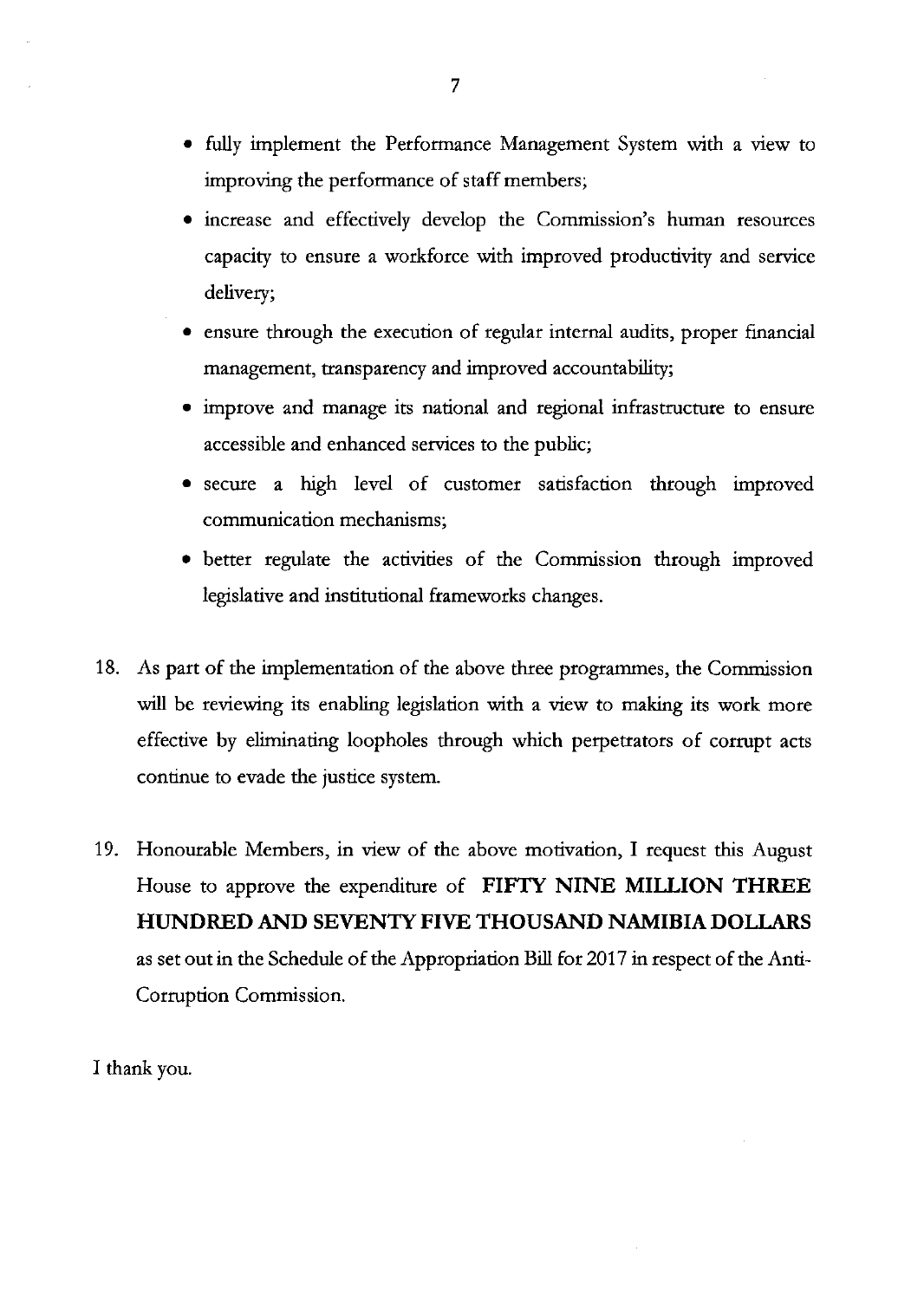- fully implement the Performance Management System with a view to improving the performance of staff members;
- increase and effectively develop the Commission's human resources capacity to ensure a workforce with improved productivity and service delivery;
- ensure through the execution of regular internal audits, proper financial management, transparency and improved accountability;
- improve and manage its national and regional infrastructure to ensure accessible and enhanced services to the public;
- secure a high level of customer satisfaction through improved communication mechanisms;
- better regulate the activities of the Commission through improved legislative and institutional frameworks changes.

18. As part of the implementation of the above three programmes, the Commission will be reviewing its enabling legislation with a view to making its work more effective by eliminating loopholes through which perpetrators of corrupt acts continue to evade the justice system.

19. Honourable Members, in view of the above motivation, I request this August House to approve the expenditure of **FIFTY NINE MILLION THREE HUNDRED AND SEVENTY FIVE THOUSAND NAMIBIA DOLLARS** as set out in the Schedule of the Appropriation Bill for 2017 in respect of the Anti-Corruption Commission.

I thank you.